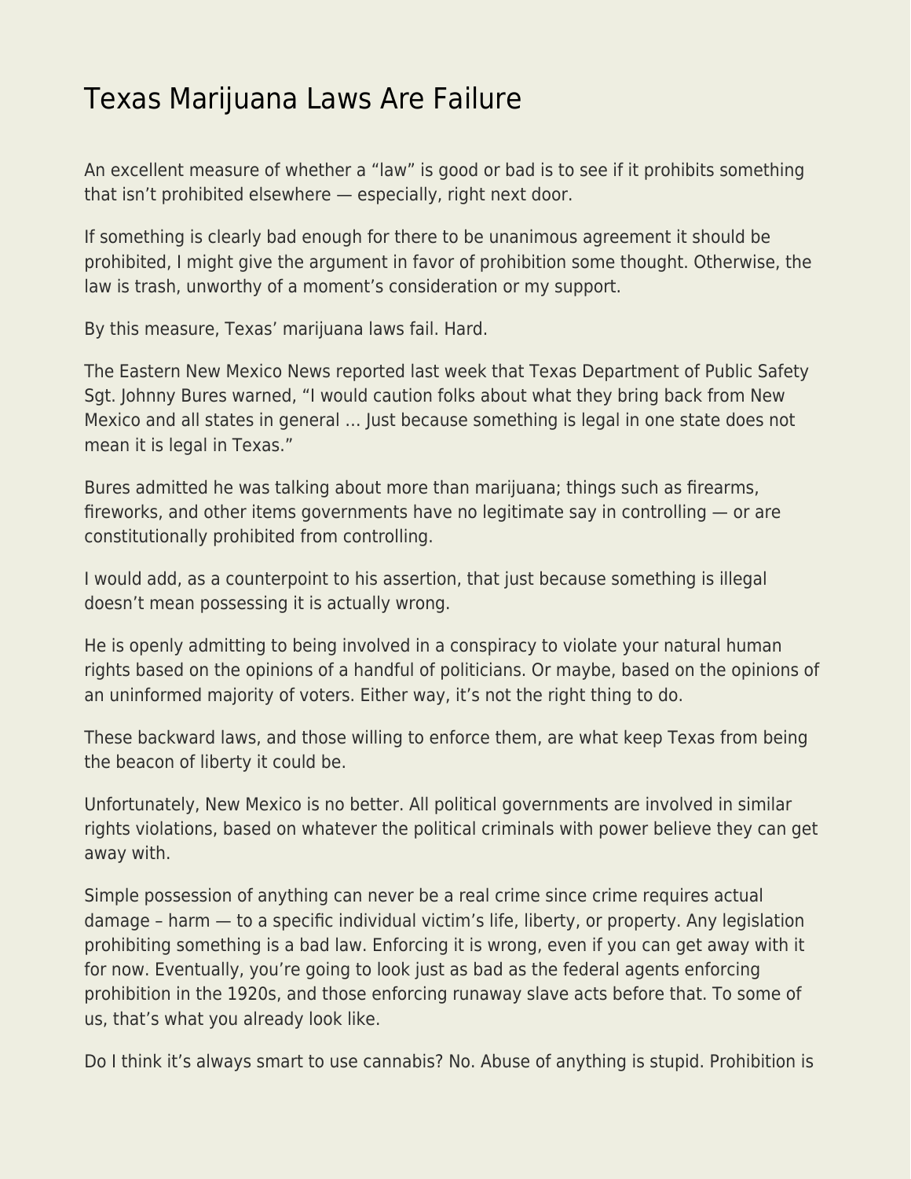# Texas Marijuana Laws Are Failure

An excellent measure of whether a "law" is good or bad is to see if it prohibits something that isn't prohibited elsewhere — especially, right next door.

If something is clearly bad enough for there to be unanimous agreement it should be prohibited, I might give the argument in favor of prohibition some thought. Otherwise, the law is trash, unworthy of a moment's consideration or my support.

By this measure, Texas' marijuana laws fail. Hard.

The Eastern New Mexico News reported last week that Texas Department of Public Safety Sgt. Johnny Bures warned, "I would caution folks about what they bring back from New Mexico and all states in general … Just because something is legal in one state does not mean it is legal in Texas."

Bures admitted he was talking about more than marijuana; things such as firearms, fireworks, and other items governments have no legitimate say in controlling — or are constitutionally prohibited from controlling.

I would add, as a counterpoint to his assertion, that just because something is illegal doesn't mean possessing it is actually wrong.

He is openly admitting to being involved in a conspiracy to violate your natural human rights based on the opinions of a handful of politicians. Or maybe, based on the opinions of an uninformed majority of voters. Either way, it's not the right thing to do.

These backward laws, and those willing to enforce them, are what keep Texas from being the beacon of liberty it could be.

Unfortunately, New Mexico is no better. All political governments are involved in similar rights violations, based on whatever the political criminals with power believe they can get away with.

Simple possession of anything can never be a real crime since crime requires actual damage – harm — to a specific individual victim's life, liberty, or property. Any legislation prohibiting something is a bad law. Enforcing it is wrong, even if you can get away with it for now. Eventually, you're going to look just as bad as the federal agents enforcing prohibition in the 1920s, and those enforcing runaway slave acts before that. To some of us, that's what you already look like.

Do I think it's always smart to use cannabis? No. Abuse of anything is stupid. Prohibition is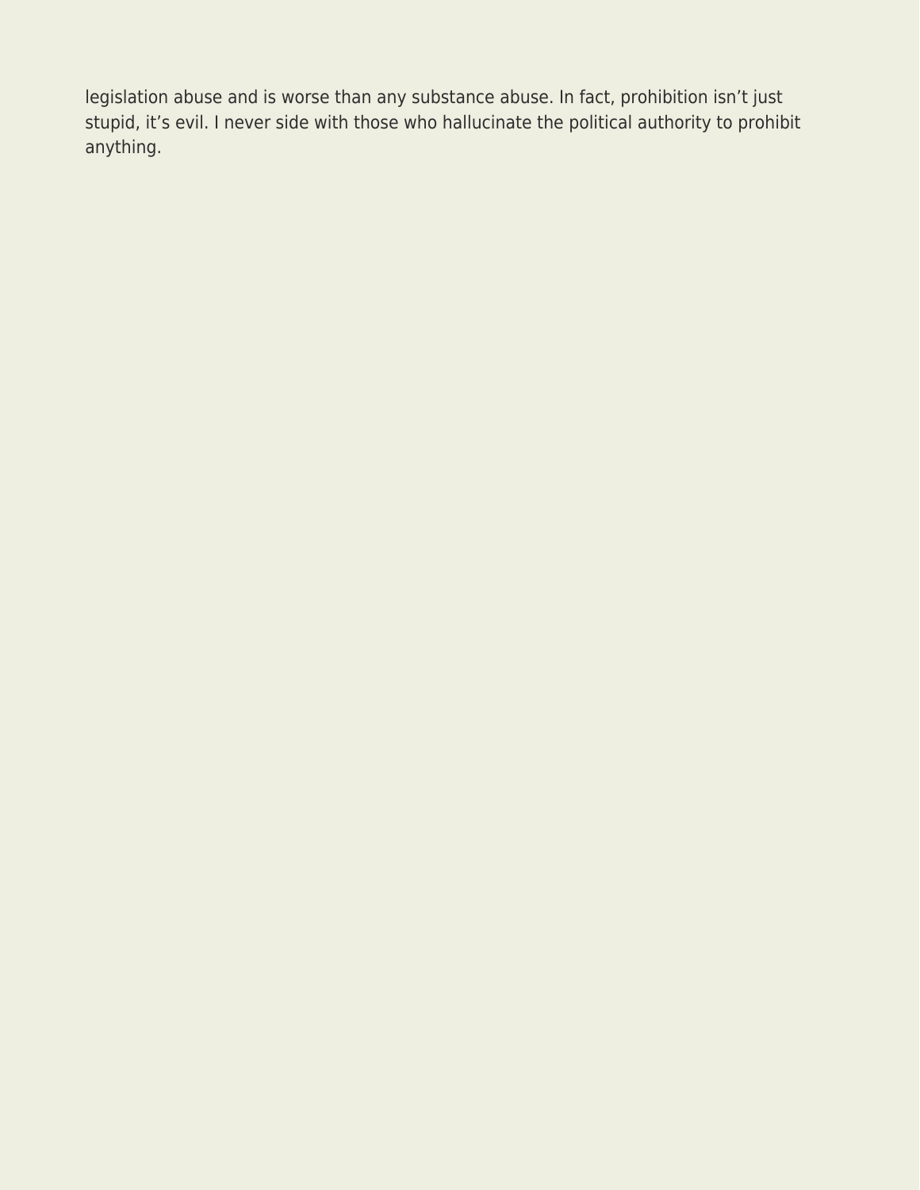legislation abuse and is worse than any substance abuse. In fact, prohibition isn't just stupid, it's evil. I never side with those who hallucinate the political authority to prohibit anything.